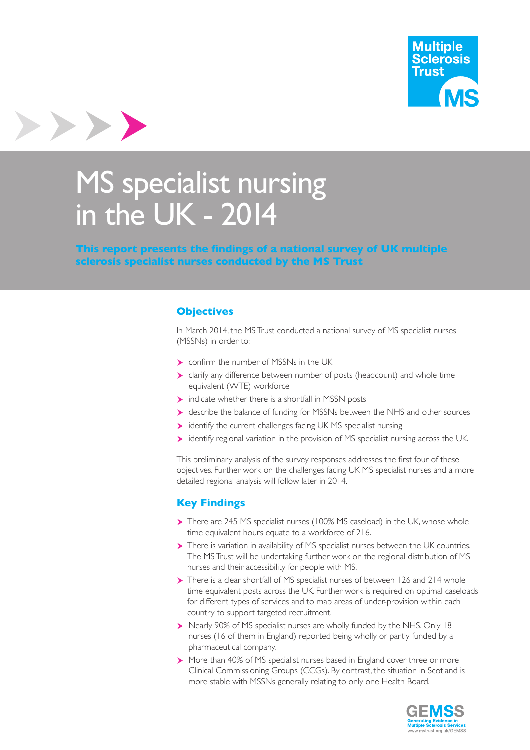# MS specialist nursing in the UK - 2014

**This report presents the findings of a national survey of UK multiple sclerosis specialist nurses conducted by the MS Trust**

## Objectives

In March 2014, the MS Trust conducted a national survey of MS specialist nurses (MSSNs) in order to:

- confirm the number of MSSNs in the UK
- clarify any difference between number of posts (headcount) and whole time equivalent (WTE) workforce
- indicate whether there is a shortfall in MSSN posts
- describe the balance of funding for MSSNs between the NHS and other sources
- identify the current challenges facing UK MS specialist nursing
- identify regional variation in the provision of MS specialist nursing across the UK.

This preliminary analysis of the survey responses addresses the first four of these objectives. Further work on the challenges facing UK MS specialist nurses and a more detailed regional analysis will follow later in 2014.

## Key Findings

- There are 245 MS specialist nurses (100% MS caseload) in the UK, whose whole time equivalent hours equate to a workforce of 216.
- There is variation in availability of MS specialist nurses between the UK countries. The MS Trust will be undertaking further work on the regional distribution of MS nurses and their accessibility for people with MS.
- There is a clear shortfall of MS specialist nurses of between 126 and 214 whole time equivalent posts across the UK. Further work is required on optimal caseloads for different types of services and to map areas of under-provision within each country to support targeted recruitment.
- Nearly 90% of MS specialist nurses are wholly funded by the NHS. Only 18 nurses (16 of them in England) reported being wholly or partly funded by a pharmaceutical company.
- More than 40% of MS specialist nurses based in England cover three or more Clinical Commissioning Groups (CCGs). By contrast, the situation in Scotland is more stable with MSSNs generally relating to only one Health Board.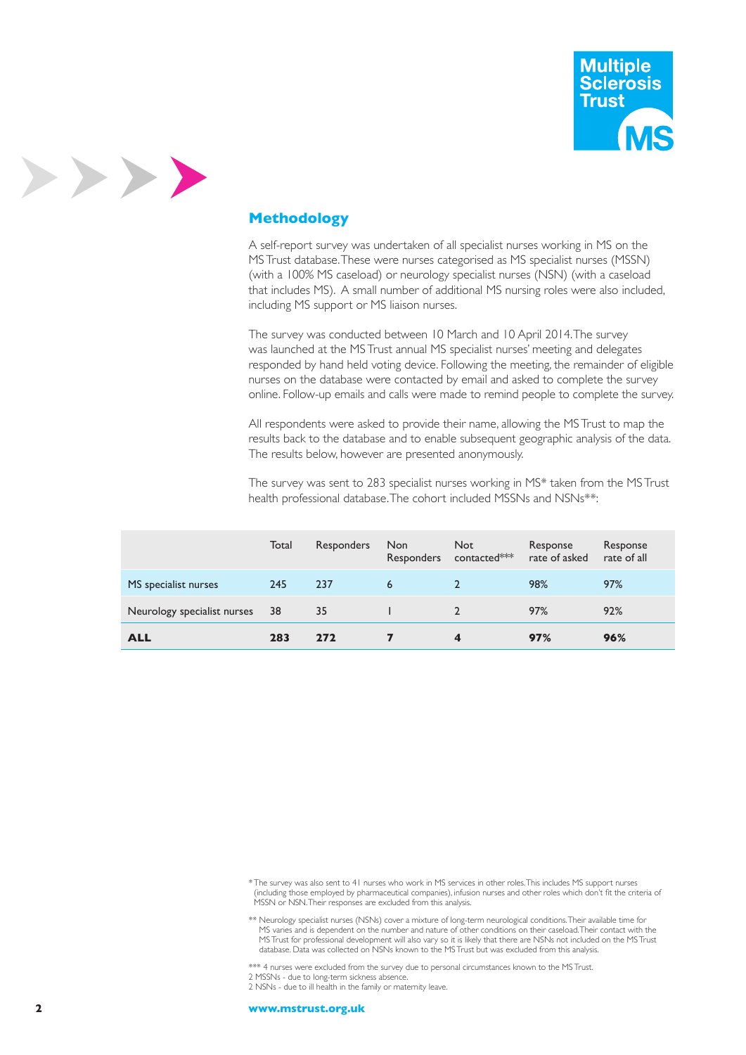## Methodology

A self-report survey was undertaken of all specialist nurses working in MS on the MS Trust database. These were nurses categorised as MS specialist nurses (MSSN) (with a 100% MS caseload) or neurology specialist nurses (NSN) (with a caseload that includes MS). A small number of additional MS nursing roles were also included, including MS support or MS liaison nurses.

The survey was conducted between 10 March and 10 April 2014. The survey was launched at the MS Trust annual MS specialist nurses' meeting and delegates responded by hand held voting device. Following the meeting, the remainder of eligible nurses on the database were contacted by email and asked to complete the survey online. Follow-up emails and calls were made to remind people to complete the survey.

All respondents were asked to provide their name, allowing the MS Trust to map the results back to the database and to enable subsequent geographic analysis of the data. The results below, however are presented anonymously.

The survey was sent to 283 specialist nurses working in MS* taken from the MS Trust health professional database. The cohort included MSSNs and NSNs**:

| | Total | Responders | Non Responders | Not contacted*** | Response rate of asked | Response rate of all |
|---|---|---|---|---|---|---|
| MS specialist nurses | 245 | 237 | 6 | 2 | 98% | 97% |
| Neurology specialist nurses | 38 | 35 | 1 | 2 | 97% | 92% |
| **ALL** | **283** | **272** | **7** | **4** | **97%** | **96%** |

* The survey was also sent to 41 nurses who work in MS services in other roles. This includes MS support nurses (including those employed by pharmaceutical companies), infusion nurses and other roles which don't fit the criteria of MSSN or NSN. Their responses are excluded from this analysis.

** Neurology specialist nurses (NSNs) cover a mixture of long-term neurological conditions. Their available time for MS varies and is dependent on the number and nature of other conditions on their caseload. Their contact with the MS Trust for professional development will also vary so it is likely that there are NSNs not included on the MS Trust database. Data was collected on NSNs known to the MS Trust but was excluded from this analysis.

*** 4 nurses were excluded from the survey due to personal circumstances known to the MS Trust.
2 MSSNs - due to long-term sickness absence.
2 NSNs - due to ill health in the family or maternity leave.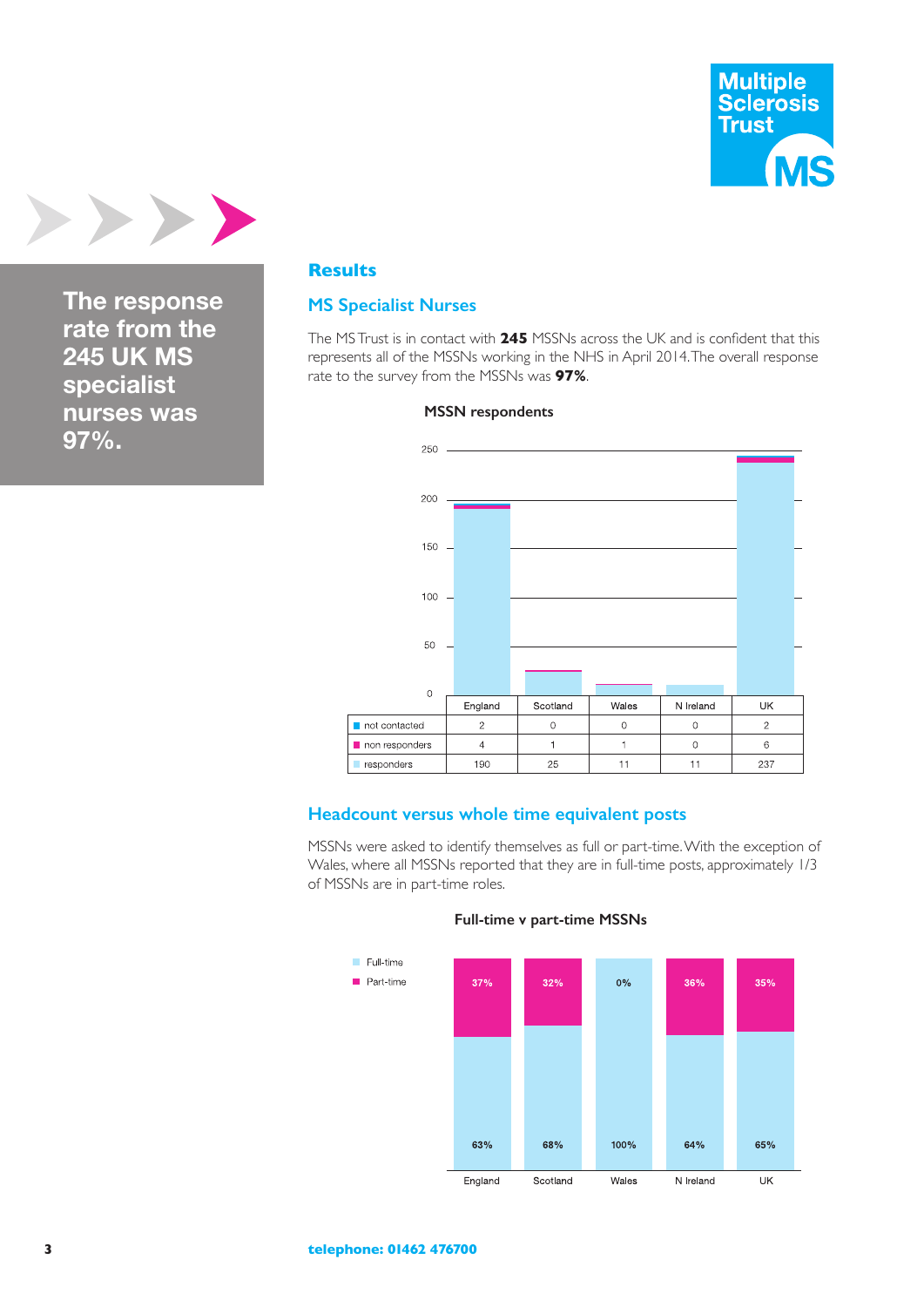The response rate from the 245 UK MS specialist nurses was 97%.

## Results

### MS Specialist Nurses

The MS Trust is in contact with **245** MSSNs across the UK and is confident that this represents all of the MSSNs working in the NHS in April 2014. The overall response rate to the survey from the MSSNs was **97%**.

**MSSN respondents**

| | England | Scotland | Wales | N Ireland | UK |
|---|---|---|---|---|---|
| not contacted | 2 | 0 | 0 | 0 | 2 |
| non responders | 4 | 1 | 1 | 0 | 6 |
| responders | 190 | 25 | 11 | 11 | 237 |

### Headcount versus whole time equivalent posts

MSSNs were asked to identify themselves as full or part-time. With the exception of Wales, where all MSSNs reported that they are in full-time posts, approximately 1/3 of MSSNs are in part-time roles.

**Full-time v part-time MSSNs**

| | England | Scotland | Wales | N Ireland | UK |
|---|---|---|---|---|---|
| Part-time | 37% | 32% | 0% | 36% | 35% |
| Full-time | 63% | 68% | 100% | 64% | 65% |

**telephone: 01462 476700**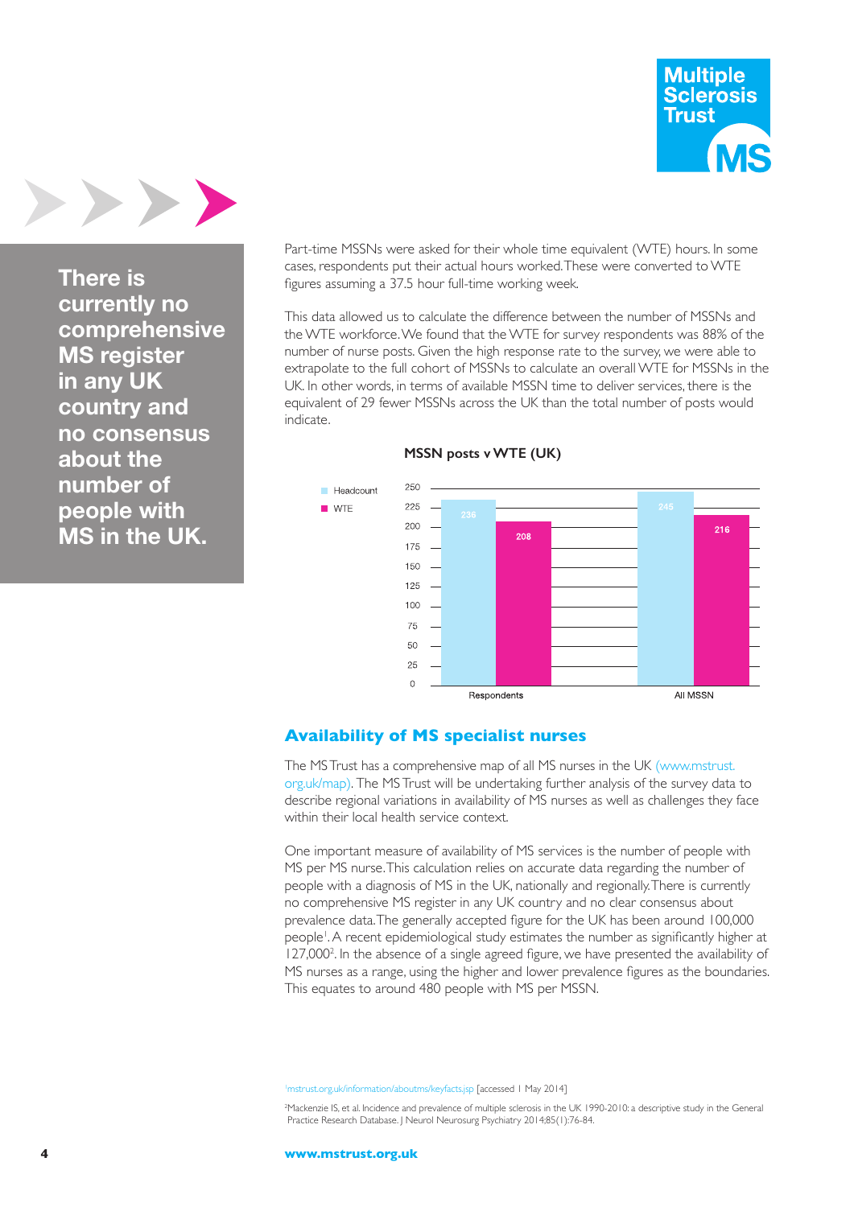**There is currently no comprehensive MS register in any UK country and no consensus about the number of people with MS in the UK.**

Part-time MSSNs were asked for their whole time equivalent (WTE) hours. In some cases, respondents put their actual hours worked. These were converted to WTE figures assuming a 37.5 hour full-time working week.

This data allowed us to calculate the difference between the number of MSSNs and the WTE workforce. We found that the WTE for survey respondents was 88% of the number of nurse posts. Given the high response rate to the survey, we were able to extrapolate to the full cohort of MSSNs to calculate an overall WTE for MSSNs in the UK. In other words, in terms of available MSSN time to deliver services, there is the equivalent of 29 fewer MSSNs across the UK than the total number of posts would indicate.

**MSSN posts v WTE (UK)**

| | Headcount | WTE |
|---|---|---|
| Respondents | 236 | 208 |
| All MSSN | 245 | 216 |

## Availability of MS specialist nurses

The MS Trust has a comprehensive map of all MS nurses in the UK (www.mstrust.org.uk/map). The MS Trust will be undertaking further analysis of the survey data to describe regional variations in availability of MS nurses as well as challenges they face within their local health service context.

One important measure of availability of MS services is the number of people with MS per MS nurse. This calculation relies on accurate data regarding the number of people with a diagnosis of MS in the UK, nationally and regionally. There is currently no comprehensive MS register in any UK country and no clear consensus about prevalence data. The generally accepted figure for the UK has been around 100,000 people[1]. A recent epidemiological study estimates the number as significantly higher at 127,000[2]. In the absence of a single agreed figure, we have presented the availability of MS nurses as a range, using the higher and lower prevalence figures as the boundaries. This equates to around 480 people with MS per MSSN.

[1]mstrust.org.uk/information/aboutms/keyfacts.jsp [accessed 1 May 2014]

[2]Mackenzie IS, et al. Incidence and prevalence of multiple sclerosis in the UK 1990-2010: a descriptive study in the General Practice Research Database. J Neurol Neurosurg Psychiatry 2014;85(1):76-84.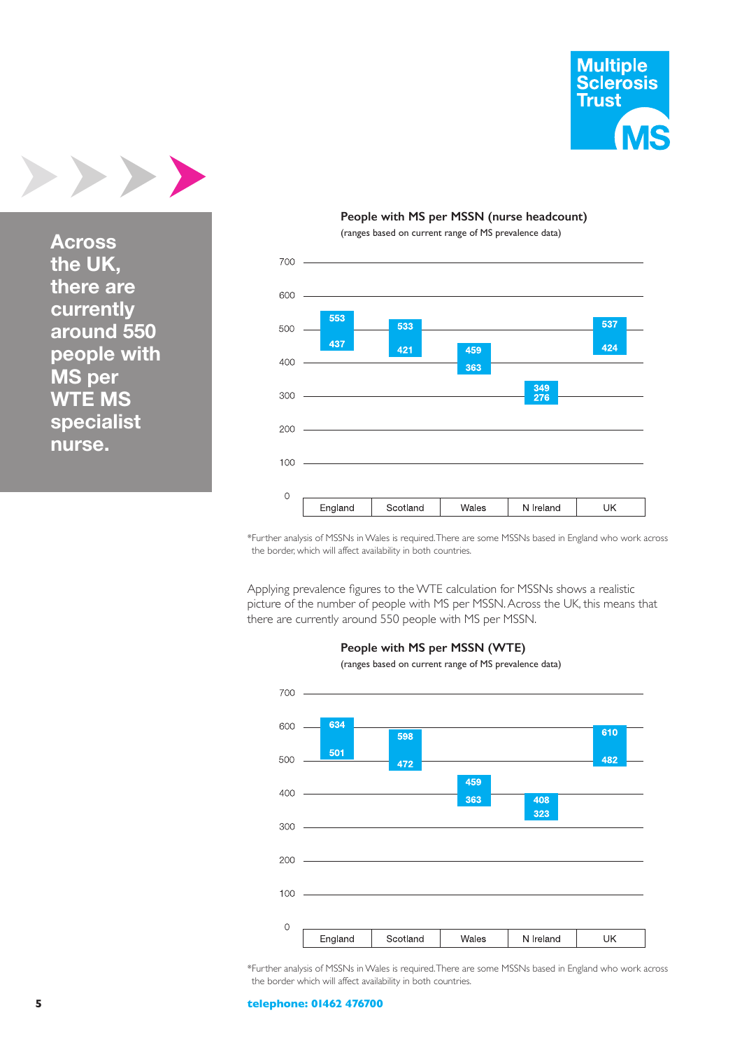**Across the UK, there are currently around 550 people with MS per WTE MS specialist nurse.**

**People with MS per MSSN (nurse headcount)**

(ranges based on current range of MS prevalence data)

| | England | Scotland | Wales | N Ireland | UK |
|---|---|---|---|---|---|
| Upper | 553 | 533 | 459 | 349 | 537 |
| Lower | 437 | 421 | 363 | 276 | 424 |

*Further analysis of MSSNs in Wales is required. There are some MSSNs based in England who work across the border, which will affect availability in both countries.

Applying prevalence figures to the WTE calculation for MSSNs shows a realistic picture of the number of people with MS per MSSN. Across the UK, this means that there are currently around 550 people with MS per MSSN.

**People with MS per MSSN (WTE)**

(ranges based on current range of MS prevalence data)

| | England | Scotland | Wales | N Ireland | UK |
|---|---|---|---|---|---|
| Upper | 634 | 598 | 459 | 408 | 610 |
| Lower | 501 | 472 | 363 | 323 | 482 |

*Further analysis of MSSNs in Wales is required. There are some MSSNs based in England who work across the border which will affect availability in both countries.

**telephone: 01462 476700**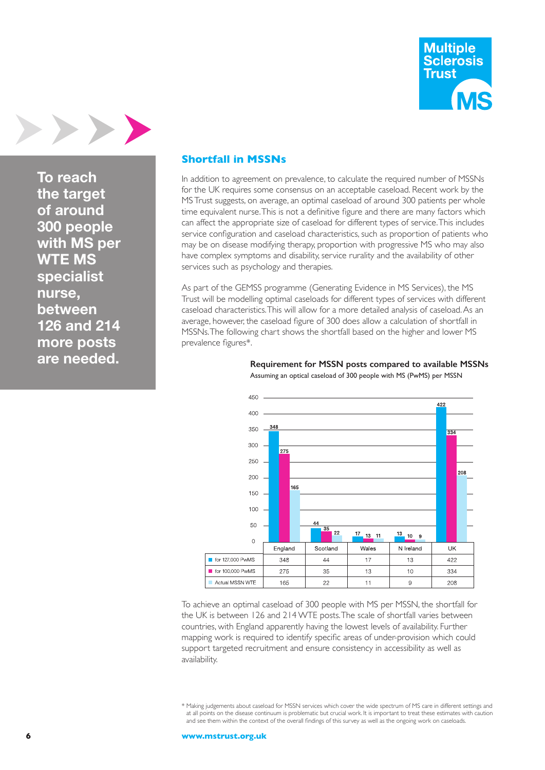To reach the target of around 300 people with MS per WTE MS specialist nurse, between 126 and 214 more posts are needed.

## Shortfall in MSSNs

In addition to agreement on prevalence, to calculate the required number of MSSNs for the UK requires some consensus on an acceptable caseload. Recent work by the MS Trust suggests, on average, an optimal caseload of around 300 patients per whole time equivalent nurse. This is not a definitive figure and there are many factors which can affect the appropriate size of caseload for different types of service. This includes service configuration and caseload characteristics, such as proportion of patients who may be on disease modifying therapy, proportion with progressive MS who may also have complex symptoms and disability, service rurality and the availability of other services such as psychology and therapies.

As part of the GEMSS programme (Generating Evidence in MS Services), the MS Trust will be modelling optimal caseloads for different types of services with different caseload characteristics. This will allow for a more detailed analysis of caseload. As an average, however, the caseload figure of 300 does allow a calculation of shortfall in MSSNs. The following chart shows the shortfall based on the higher and lower MS prevalence figures*.

**Requirement for MSSN posts compared to available MSSNs**

Assuming an optical caseload of 300 people with MS (PwMS) per MSSN

| | England | Scotland | Wales | N Ireland | UK |
|---|---|---|---|---|---|
| for 127,000 PwMS | 348 | 44 | 17 | 13 | 422 |
| for 100,000 PwMS | 275 | 35 | 13 | 10 | 334 |
| Actual MSSN WTE | 165 | 22 | 11 | 9 | 208 |

To achieve an optimal caseload of 300 people with MS per MSSN, the shortfall for the UK is between 126 and 214 WTE posts. The scale of shortfall varies between countries, with England apparently having the lowest levels of availability. Further mapping work is required to identify specific areas of under-provision which could support targeted recruitment and ensure consistency in accessibility as well as availability.

\* Making judgements about caseload for MSSN services which cover the wide spectrum of MS care in different settings and at all points on the disease continuum is problematic but crucial work. It is important to treat these estimates with caution and see them within the context of the overall findings of this survey as well as the ongoing work on caseloads.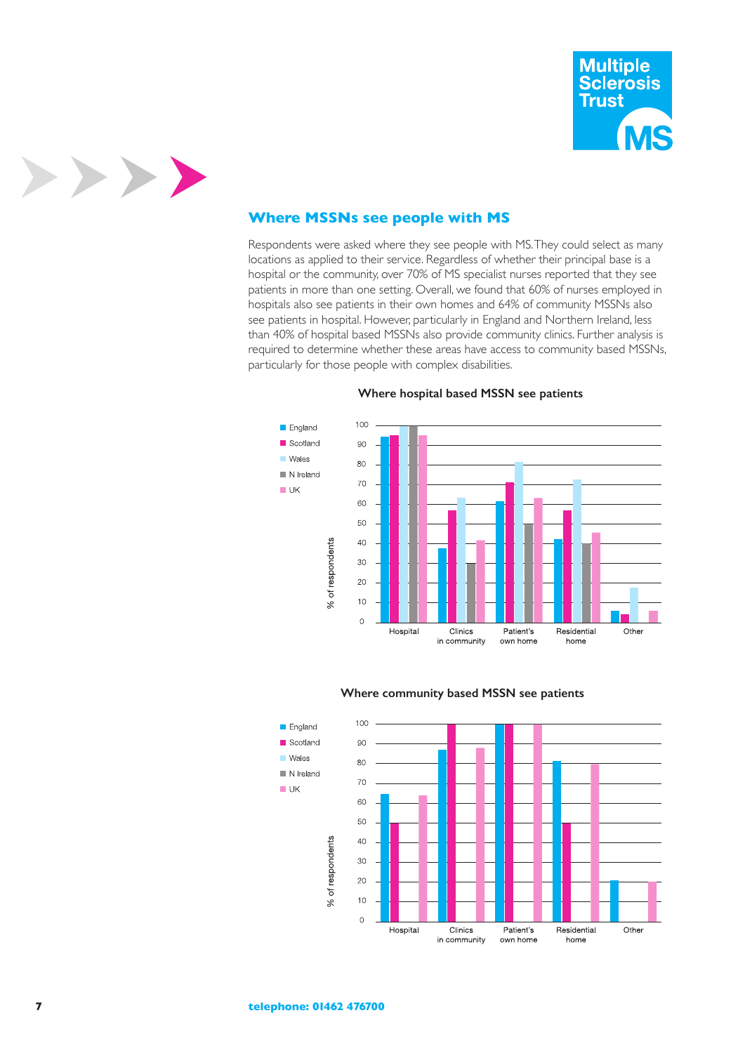## Where MSSNs see people with MS

Respondents were asked where they see people with MS. They could select as many locations as applied to their service. Regardless of whether their principal base is a hospital or the community, over 70% of MS specialist nurses reported that they see patients in more than one setting. Overall, we found that 60% of nurses employed in hospitals also see patients in their own homes and 64% of community MSSNs also see patients in hospital. However, particularly in England and Northern Ireland, less than 40% of hospital based MSSNs also provide community clinics. Further analysis is required to determine whether these areas have access to community based MSSNs, particularly for those people with complex disabilities.

**Where hospital based MSSN see patients**

Legend: England, Scotland, Wales, N Ireland, UK

Y-axis: % of respondents (0–100)

X-axis categories: Hospital, Clinics in community, Patient's own home, Residential home, Other

**Where community based MSSN see patients**

Legend: England, Scotland, Wales, N Ireland, UK

Y-axis: % of respondents (0–100)

X-axis categories: Hospital, Clinics in community, Patient's own home, Residential home, Other

**telephone: 01462 476700**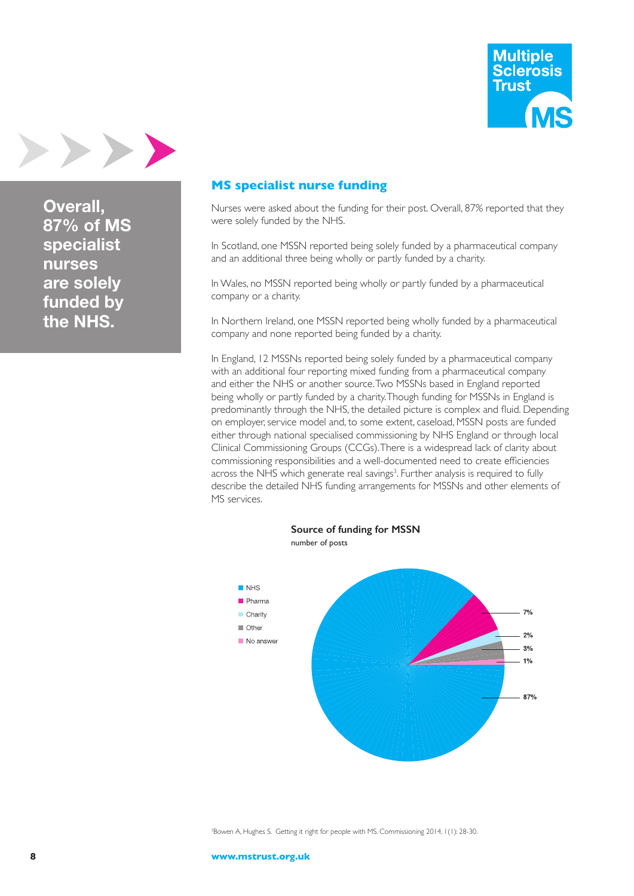**Overall, 87% of MS specialist nurses are solely funded by the NHS.**

## MS specialist nurse funding

Nurses were asked about the funding for their post. Overall, 87% reported that they were solely funded by the NHS.

In Scotland, one MSSN reported being solely funded by a pharmaceutical company and an additional three being wholly or partly funded by a charity.

In Wales, no MSSN reported being wholly or partly funded by a pharmaceutical company or a charity.

In Northern Ireland, one MSSN reported being wholly funded by a pharmaceutical company and none reported being funded by a charity.

In England, 12 MSSNs reported being solely funded by a pharmaceutical company with an additional four reporting mixed funding from a pharmaceutical company and either the NHS or another source. Two MSSNs based in England reported being wholly or partly funded by a charity. Though funding for MSSNs in England is predominantly through the NHS, the detailed picture is complex and fluid. Depending on employer, service model and, to some extent, caseload, MSSN posts are funded either through national specialised commissioning by NHS England or through local Clinical Commissioning Groups (CCGs). There is a widespread lack of clarity about commissioning responsibilities and a well-documented need to create efficiencies across the NHS which generate real savings[3]. Further analysis is required to fully describe the detailed NHS funding arrangements for MSSNs and other elements of MS services.

**Source of funding for MSSN**
number of posts

| Source | % |
|---|---|
| NHS | 87% |
| Pharma | 7% |
| Charity | 2% |
| Other | 3% |
| No answer | 1% |

[3]Bowen A, Hughes S. Getting it right for people with MS. Commissioning 2014, 1(1): 28-30.

www.mstrust.org.uk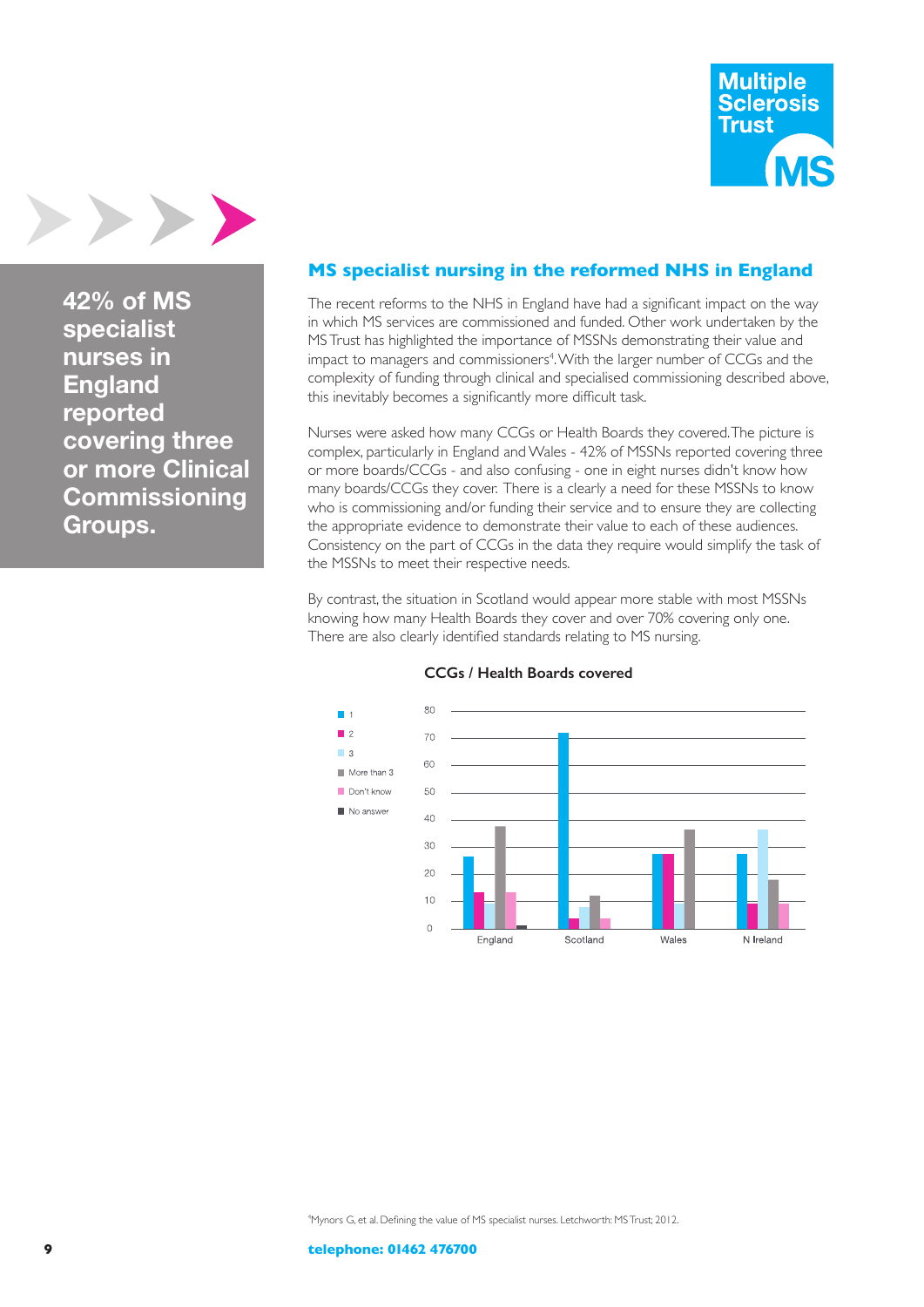**42% of MS specialist nurses in England reported covering three or more Clinical Commissioning Groups.**

## MS specialist nursing in the reformed NHS in England

The recent reforms to the NHS in England have had a significant impact on the way in which MS services are commissioned and funded. Other work undertaken by the MS Trust has highlighted the importance of MSSNs demonstrating their value and impact to managers and commissioners[4]. With the larger number of CCGs and the complexity of funding through clinical and specialised commissioning described above, this inevitably becomes a significantly more difficult task.

Nurses were asked how many CCGs or Health Boards they covered. The picture is complex, particularly in England and Wales - 42% of MSSNs reported covering three or more boards/CCGs - and also confusing - one in eight nurses didn't know how many boards/CCGs they cover. There is a clearly a need for these MSSNs to know who is commissioning and/or funding their service and to ensure they are collecting the appropriate evidence to demonstrate their value to each of these audiences. Consistency on the part of CCGs in the data they require would simplify the task of the MSSNs to meet their respective needs.

By contrast, the situation in Scotland would appear more stable with most MSSNs knowing how many Health Boards they cover and over 70% covering only one. There are also clearly identified standards relating to MS nursing.

**CCGs / Health Boards covered**

Legend: 1, 2, 3, More than 3, Don't know, No answer

Chart categories: England, Scotland, Wales, N Ireland (y-axis 0–80)

[4]Mynors G, et al. Defining the value of MS specialist nurses. Letchworth: MS Trust; 2012.

**telephone: 01462 476700**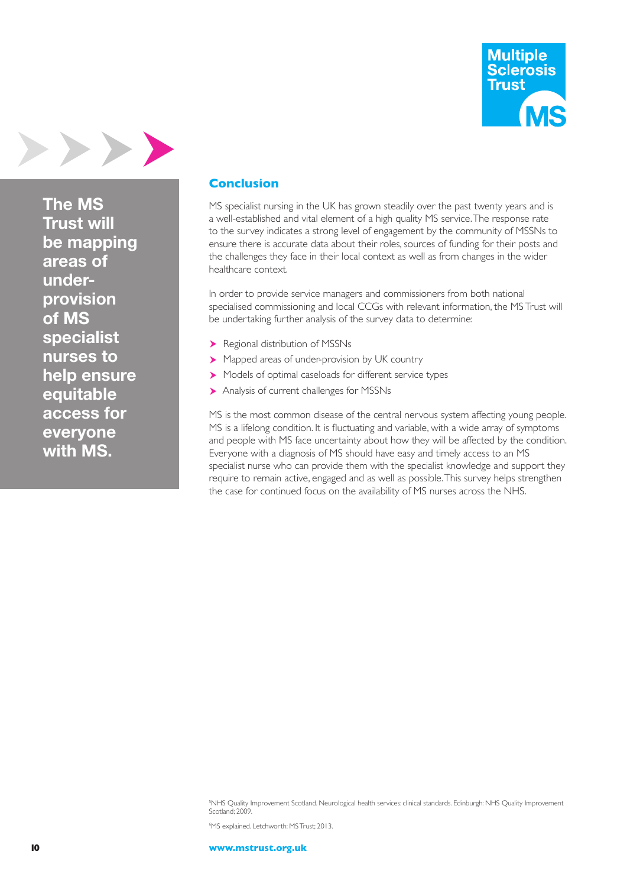**The MS Trust will be mapping areas of under-provision of MS specialist nurses to help ensure equitable access for everyone with MS.**

## Conclusion

MS specialist nursing in the UK has grown steadily over the past twenty years and is a well-established and vital element of a high quality MS service. The response rate to the survey indicates a strong level of engagement by the community of MSSNs to ensure there is accurate data about their roles, sources of funding for their posts and the challenges they face in their local context as well as from changes in the wider healthcare context.

In order to provide service managers and commissioners from both national specialised commissioning and local CCGs with relevant information, the MS Trust will be undertaking further analysis of the survey data to determine:

- Regional distribution of MSSNs
- Mapped areas of under-provision by UK country
- Models of optimal caseloads for different service types
- Analysis of current challenges for MSSNs

MS is the most common disease of the central nervous system affecting young people. MS is a lifelong condition. It is fluctuating and variable, with a wide array of symptoms and people with MS face uncertainty about how they will be affected by the condition. Everyone with a diagnosis of MS should have easy and timely access to an MS specialist nurse who can provide them with the specialist knowledge and support they require to remain active, engaged and as well as possible. This survey helps strengthen the case for continued focus on the availability of MS nurses across the NHS.

[5]NHS Quality Improvement Scotland. Neurological health services: clinical standards. Edinburgh: NHS Quality Improvement Scotland; 2009.

[6]MS explained. Letchworth: MS Trust; 2013.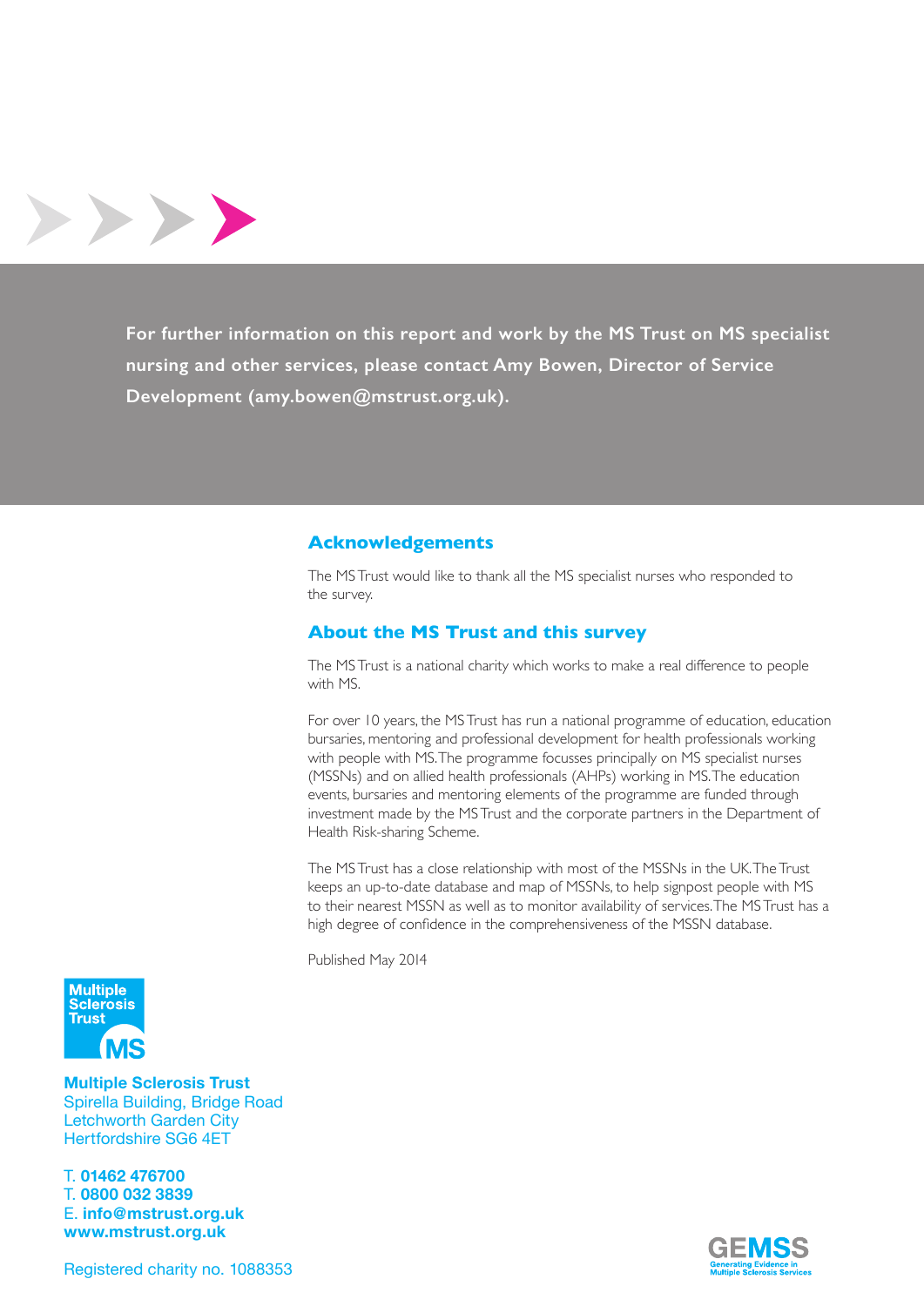**For further information on this report and work by the MS Trust on MS specialist nursing and other services, please contact Amy Bowen, Director of Service Development (amy.bowen@mstrust.org.uk).**

## Acknowledgements

The MS Trust would like to thank all the MS specialist nurses who responded to the survey.

## About the MS Trust and this survey

The MS Trust is a national charity which works to make a real difference to people with MS.

For over 10 years, the MS Trust has run a national programme of education, education bursaries, mentoring and professional development for health professionals working with people with MS. The programme focusses principally on MS specialist nurses (MSSNs) and on allied health professionals (AHPs) working in MS. The education events, bursaries and mentoring elements of the programme are funded through investment made by the MS Trust and the corporate partners in the Department of Health Risk-sharing Scheme.

The MS Trust has a close relationship with most of the MSSNs in the UK. The Trust keeps an up-to-date database and map of MSSNs, to help signpost people with MS to their nearest MSSN as well as to monitor availability of services. The MS Trust has a high degree of confidence in the comprehensiveness of the MSSN database.

Published May 2014

Multiple Sclerosis Trust MS

**Multiple Sclerosis Trust**
Spirella Building, Bridge Road
Letchworth Garden City
Hertfordshire SG6 4ET

T. **01462 476700**
T. **0800 032 3839**
E. **info@mstrust.org.uk**
**www.mstrust.org.uk**

Registered charity no. 1088353

GEMSS
Generating Evidence in Multiple Sclerosis Services